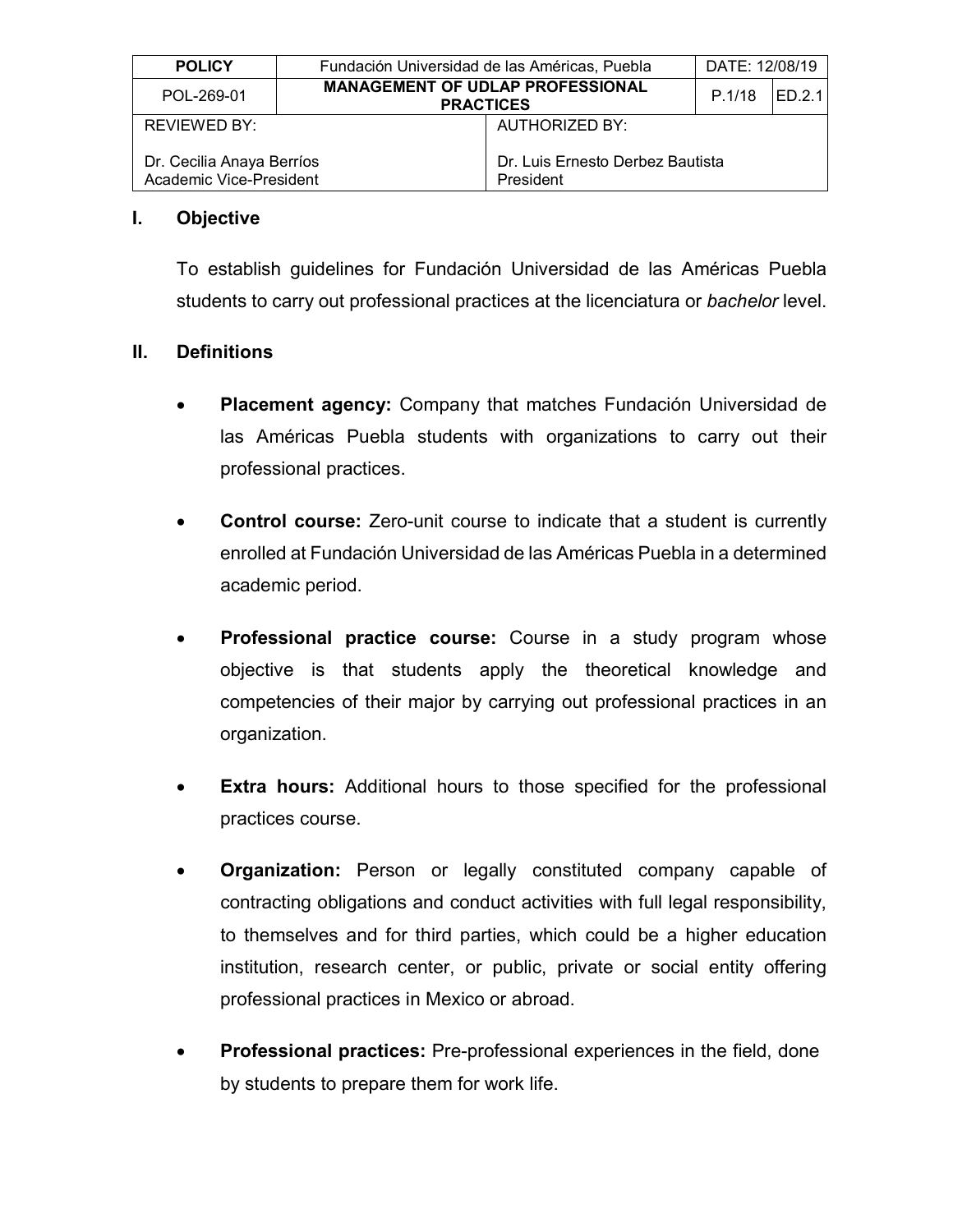| POLICY | Fundación Universidad de las Américas, Puebla | | DATE: 12/08/19 | |
|---|---|---|---|---|
| POL-269-01 | **MANAGEMENT OF UDLAP PROFESSIONAL PRACTICES** | | P.1/18 | ED.2.1 |
| REVIEWED BY:<br><br>Dr. Cecilia Anaya Berríos<br>Academic Vice-President | | AUTHORIZED BY:<br><br>Dr. Luis Ernesto Derbez Bautista<br>President | | |

## I. Objective

To establish guidelines for Fundación Universidad de las Américas Puebla students to carry out professional practices at the licenciatura or *bachelor* level.

## II. Definitions

- **Placement agency:** Company that matches Fundación Universidad de las Américas Puebla students with organizations to carry out their professional practices.

- **Control course:** Zero-unit course to indicate that a student is currently enrolled at Fundación Universidad de las Américas Puebla in a determined academic period.

- **Professional practice course:** Course in a study program whose objective is that students apply the theoretical knowledge and competencies of their major by carrying out professional practices in an organization.

- **Extra hours:** Additional hours to those specified for the professional practices course.

- **Organization:** Person or legally constituted company capable of contracting obligations and conduct activities with full legal responsibility, to themselves and for third parties, which could be a higher education institution, research center, or public, private or social entity offering professional practices in Mexico or abroad.

- **Professional practices:** Pre-professional experiences in the field, done by students to prepare them for work life.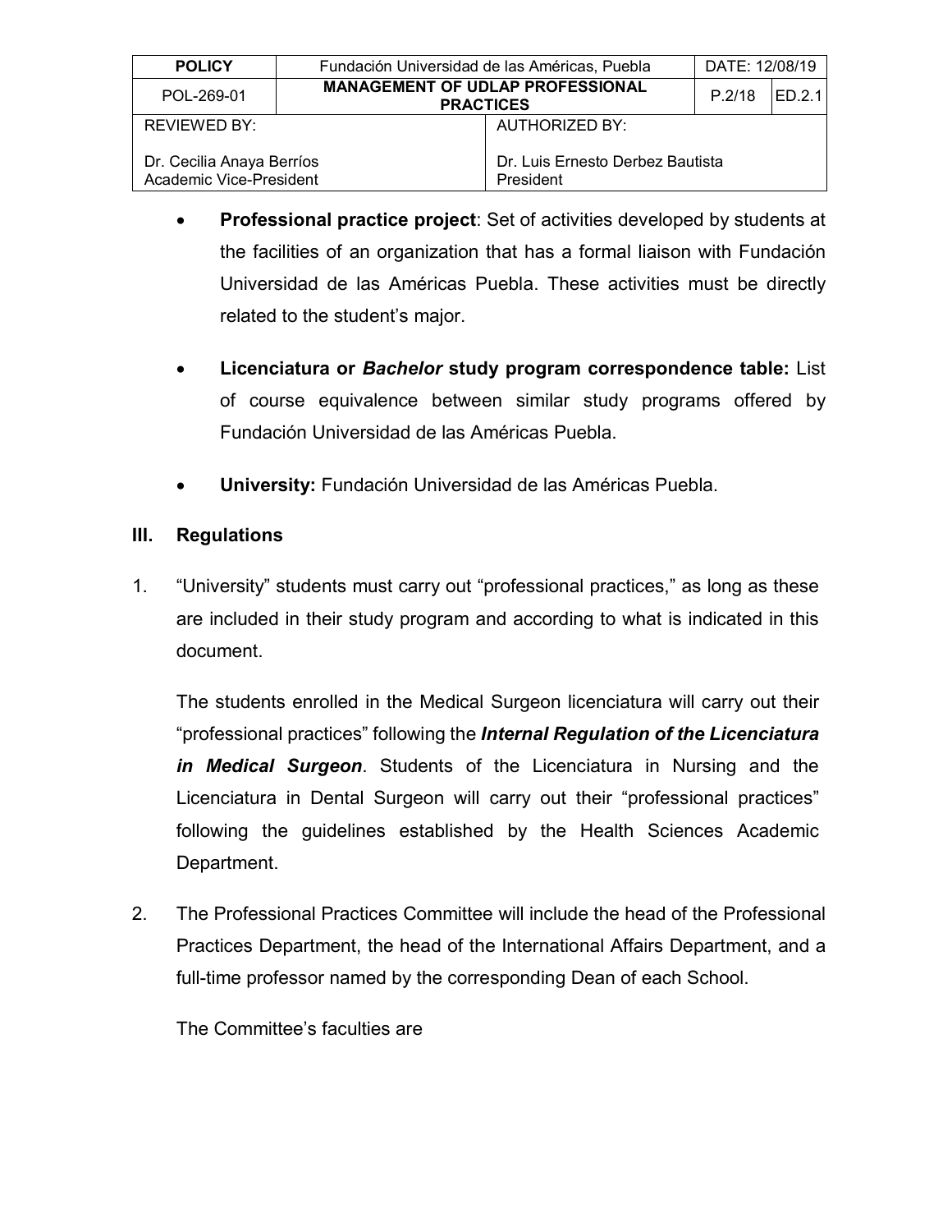- **Professional practice project**: Set of activities developed by students at the facilities of an organization that has a formal liaison with Fundación Universidad de las Américas Puebla. These activities must be directly related to the student's major.

- **Licenciatura or *Bachelor* study program correspondence table:** List of course equivalence between similar study programs offered by Fundación Universidad de las Américas Puebla.

- **University:** Fundación Universidad de las Américas Puebla.

## III. Regulations

1. "University" students must carry out "professional practices," as long as these are included in their study program and according to what is indicated in this document.

   The students enrolled in the Medical Surgeon licenciatura will carry out their "professional practices" following the ***Internal Regulation of the Licenciatura in Medical Surgeon***. Students of the Licenciatura in Nursing and the Licenciatura in Dental Surgeon will carry out their "professional practices" following the guidelines established by the Health Sciences Academic Department.

2. The Professional Practices Committee will include the head of the Professional Practices Department, the head of the International Affairs Department, and a full-time professor named by the corresponding Dean of each School.

   The Committee's faculties are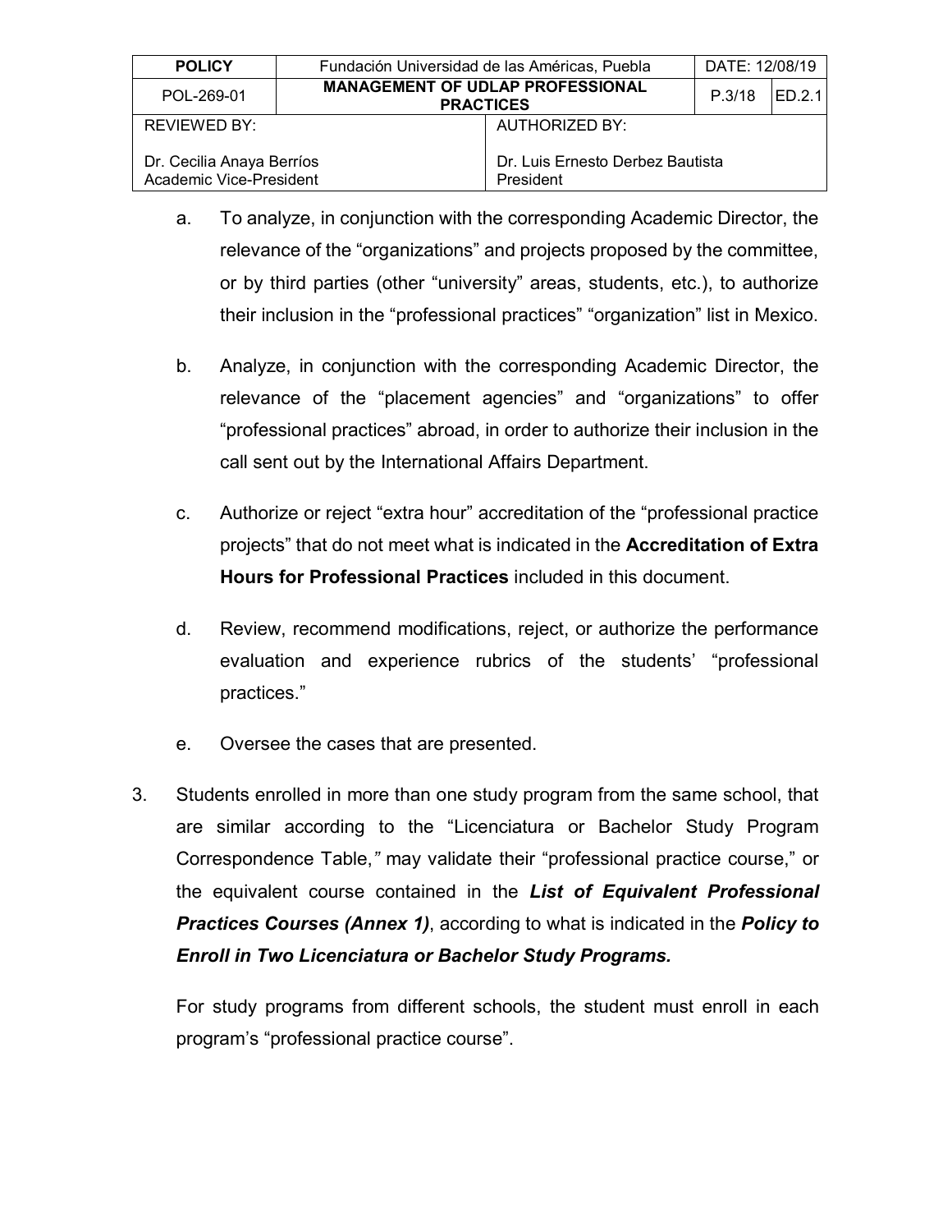a. To analyze, in conjunction with the corresponding Academic Director, the relevance of the "organizations" and projects proposed by the committee, or by third parties (other "university" areas, students, etc.), to authorize their inclusion in the "professional practices" "organization" list in Mexico.

b. Analyze, in conjunction with the corresponding Academic Director, the relevance of the "placement agencies" and "organizations" to offer "professional practices" abroad, in order to authorize their inclusion in the call sent out by the International Affairs Department.

c. Authorize or reject "extra hour" accreditation of the "professional practice projects" that do not meet what is indicated in the **Accreditation of Extra Hours for Professional Practices** included in this document.

d. Review, recommend modifications, reject, or authorize the performance evaluation and experience rubrics of the students' "professional practices."

e. Oversee the cases that are presented.

3. Students enrolled in more than one study program from the same school, that are similar according to the "Licenciatura or Bachelor Study Program Correspondence Table," may validate their "professional practice course," or the equivalent course contained in the ***List of Equivalent Professional Practices Courses (Annex 1)***, according to what is indicated in the ***Policy to Enroll in Two Licenciatura or Bachelor Study Programs.***

   For study programs from different schools, the student must enroll in each program's "professional practice course".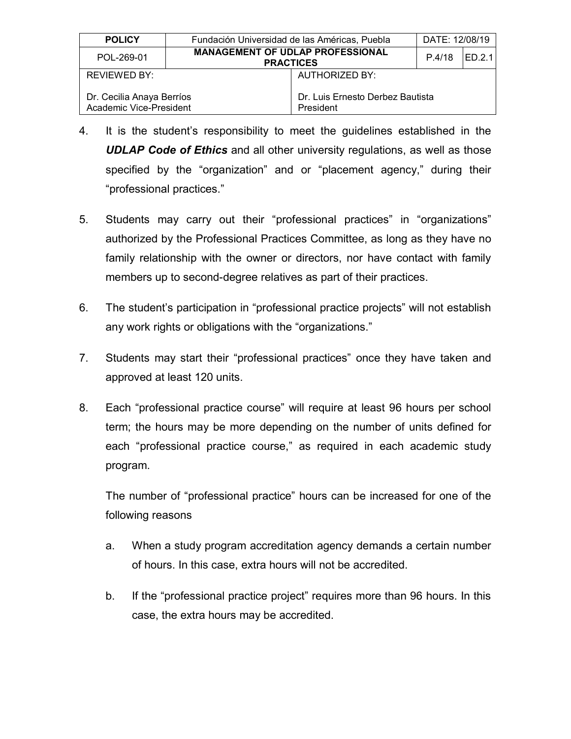4. It is the student's responsibility to meet the guidelines established in the ***UDLAP Code of Ethics*** and all other university regulations, as well as those specified by the "organization" and or "placement agency," during their "professional practices."

5. Students may carry out their "professional practices" in "organizations" authorized by the Professional Practices Committee, as long as they have no family relationship with the owner or directors, nor have contact with family members up to second-degree relatives as part of their practices.

6. The student's participation in "professional practice projects" will not establish any work rights or obligations with the "organizations."

7. Students may start their "professional practices" once they have taken and approved at least 120 units.

8. Each "professional practice course" will require at least 96 hours per school term; the hours may be more depending on the number of units defined for each "professional practice course," as required in each academic study program.

   The number of "professional practice" hours can be increased for one of the following reasons

   a. When a study program accreditation agency demands a certain number of hours. In this case, extra hours will not be accredited.

   b. If the "professional practice project" requires more than 96 hours. In this case, the extra hours may be accredited.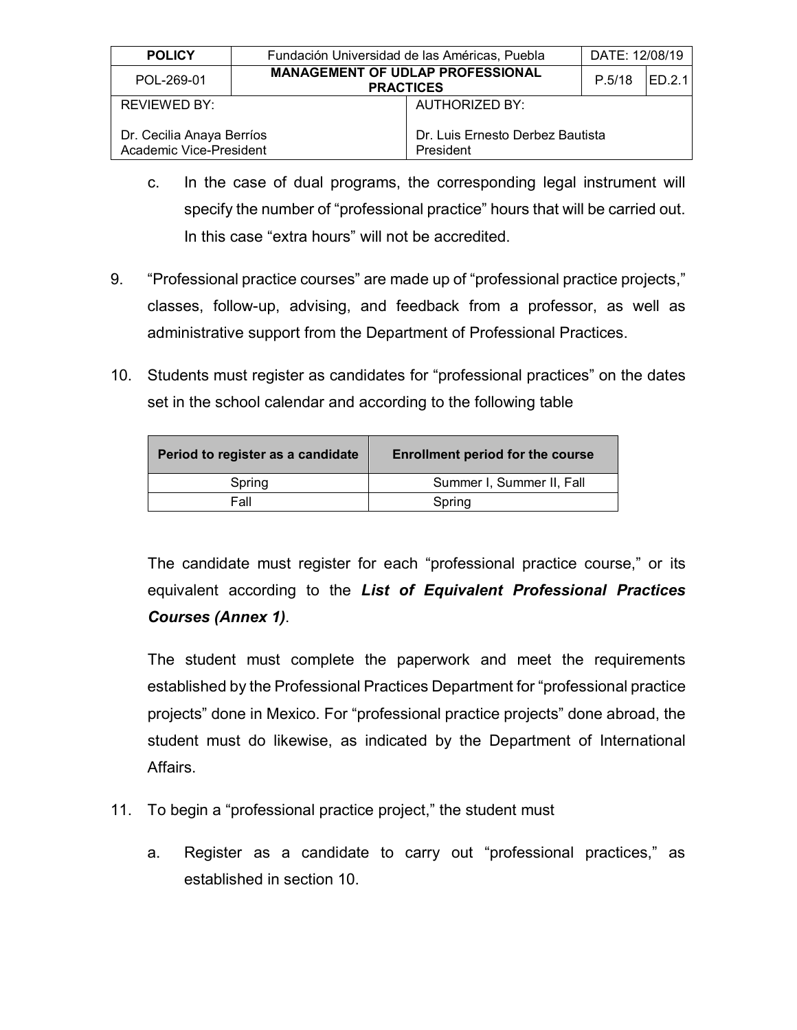c. In the case of dual programs, the corresponding legal instrument will specify the number of "professional practice" hours that will be carried out. In this case "extra hours" will not be accredited.

9. "Professional practice courses" are made up of "professional practice projects," classes, follow-up, advising, and feedback from a professor, as well as administrative support from the Department of Professional Practices.

10. Students must register as candidates for "professional practices" on the dates set in the school calendar and according to the following table

| Period to register as a candidate | Enrollment period for the course |
|---|---|
| Spring | Summer I, Summer II, Fall |
| Fall | Spring |

The candidate must register for each "professional practice course," or its equivalent according to the ***List of Equivalent Professional Practices Courses (Annex 1)***.

The student must complete the paperwork and meet the requirements established by the Professional Practices Department for "professional practice projects" done in Mexico. For "professional practice projects" done abroad, the student must do likewise, as indicated by the Department of International Affairs.

11. To begin a "professional practice project," the student must

a. Register as a candidate to carry out "professional practices," as established in section 10.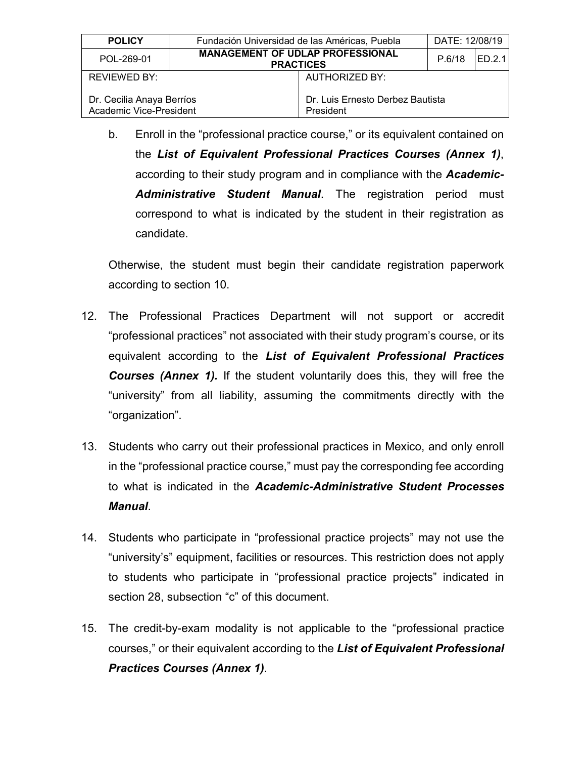b. Enroll in the “professional practice course,” or its equivalent contained on the ***List of Equivalent Professional Practices Courses (Annex 1)***, according to their study program and in compliance with the ***Academic-Administrative Student Manual***. The registration period must correspond to what is indicated by the student in their registration as candidate.

Otherwise, the student must begin their candidate registration paperwork according to section 10.

12. The Professional Practices Department will not support or accredit “professional practices” not associated with their study program’s course, or its equivalent according to the ***List of Equivalent Professional Practices Courses (Annex 1).*** If the student voluntarily does this, they will free the “university” from all liability, assuming the commitments directly with the “organization”.

13. Students who carry out their professional practices in Mexico, and only enroll in the “professional practice course,” must pay the corresponding fee according to what is indicated in the ***Academic-Administrative Student Processes Manual***.

14. Students who participate in “professional practice projects” may not use the “university’s” equipment, facilities or resources. This restriction does not apply to students who participate in “professional practice projects” indicated in section 28, subsection “c” of this document.

15. The credit-by-exam modality is not applicable to the “professional practice courses,” or their equivalent according to the ***List of Equivalent Professional Practices Courses (Annex 1)***.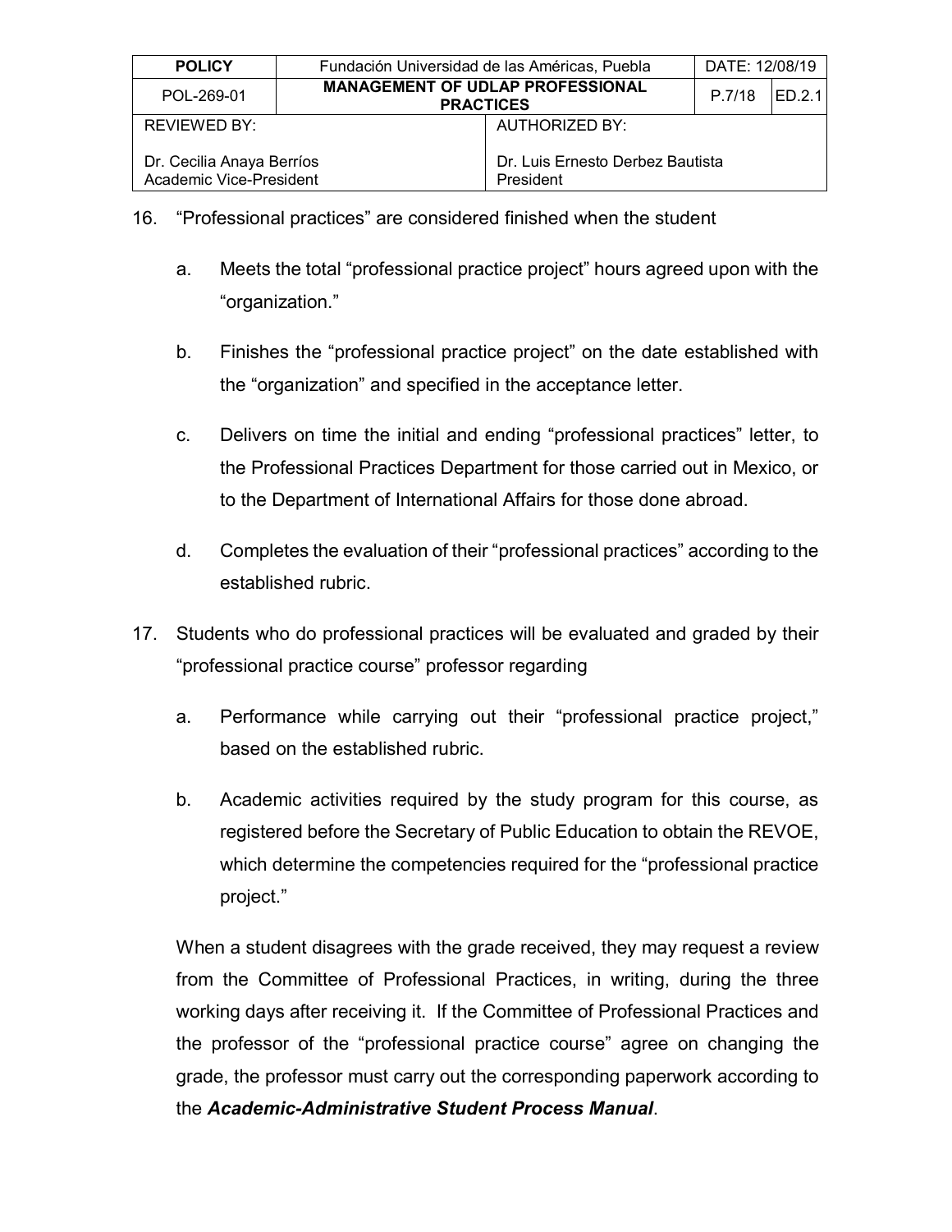16. "Professional practices" are considered finished when the student

    a. Meets the total "professional practice project" hours agreed upon with the "organization."

    b. Finishes the "professional practice project" on the date established with the "organization" and specified in the acceptance letter.

    c. Delivers on time the initial and ending "professional practices" letter, to the Professional Practices Department for those carried out in Mexico, or to the Department of International Affairs for those done abroad.

    d. Completes the evaluation of their "professional practices" according to the established rubric.

17. Students who do professional practices will be evaluated and graded by their "professional practice course" professor regarding

    a. Performance while carrying out their "professional practice project," based on the established rubric.

    b. Academic activities required by the study program for this course, as registered before the Secretary of Public Education to obtain the REVOE, which determine the competencies required for the "professional practice project."

    When a student disagrees with the grade received, they may request a review from the Committee of Professional Practices, in writing, during the three working days after receiving it. If the Committee of Professional Practices and the professor of the "professional practice course" agree on changing the grade, the professor must carry out the corresponding paperwork according to the ***Academic-Administrative Student Process Manual***.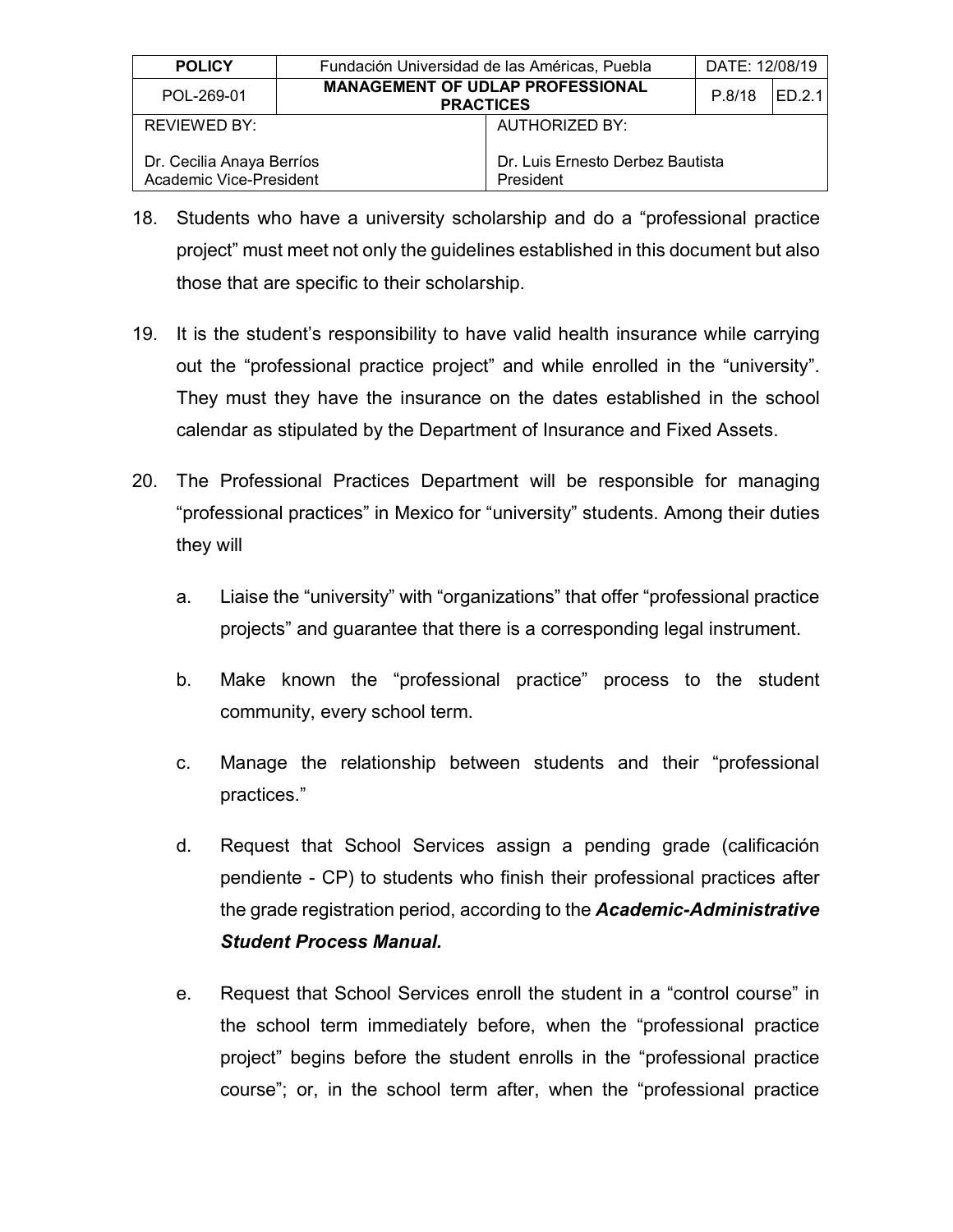18. Students who have a university scholarship and do a “professional practice project” must meet not only the guidelines established in this document but also those that are specific to their scholarship.

19. It is the student’s responsibility to have valid health insurance while carrying out the “professional practice project” and while enrolled in the “university”. They must they have the insurance on the dates established in the school calendar as stipulated by the Department of Insurance and Fixed Assets.

20. The Professional Practices Department will be responsible for managing “professional practices” in Mexico for “university” students. Among their duties they will

    a. Liaise the “university” with “organizations” that offer “professional practice projects” and guarantee that there is a corresponding legal instrument.

    b. Make known the “professional practice” process to the student community, every school term.

    c. Manage the relationship between students and their “professional practices.”

    d. Request that School Services assign a pending grade (calificación pendiente - CP) to students who finish their professional practices after the grade registration period, according to the ***Academic-Administrative Student Process Manual.***

    e. Request that School Services enroll the student in a “control course” in the school term immediately before, when the “professional practice project” begins before the student enrolls in the “professional practice course”; or, in the school term after, when the “professional practice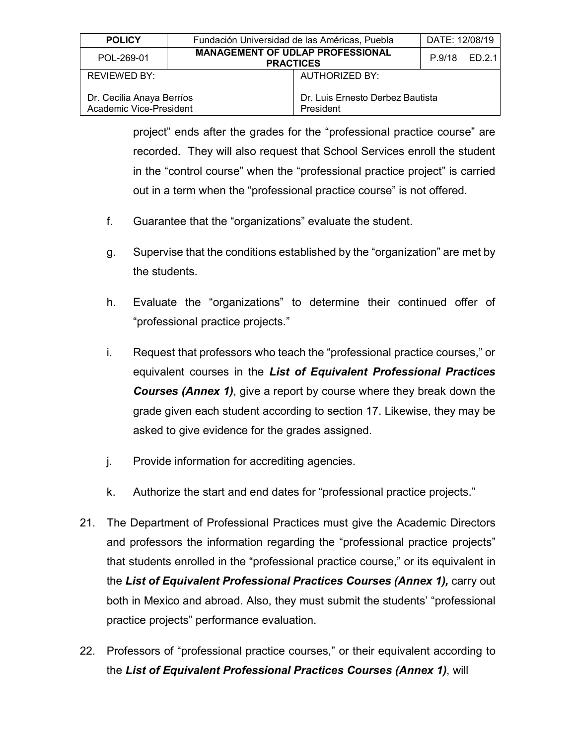project" ends after the grades for the "professional practice course" are recorded. They will also request that School Services enroll the student in the "control course" when the "professional practice project" is carried out in a term when the "professional practice course" is not offered.

f. Guarantee that the "organizations" evaluate the student.

g. Supervise that the conditions established by the "organization" are met by the students.

h. Evaluate the "organizations" to determine their continued offer of "professional practice projects."

i. Request that professors who teach the "professional practice courses," or equivalent courses in the ***List of Equivalent Professional Practices Courses (Annex 1)***, give a report by course where they break down the grade given each student according to section 17. Likewise, they may be asked to give evidence for the grades assigned.

j. Provide information for accrediting agencies.

k. Authorize the start and end dates for "professional practice projects."

21. The Department of Professional Practices must give the Academic Directors and professors the information regarding the "professional practice projects" that students enrolled in the "professional practice course," or its equivalent in the ***List of Equivalent Professional Practices Courses (Annex 1),*** carry out both in Mexico and abroad. Also, they must submit the students' "professional practice projects" performance evaluation.

22. Professors of "professional practice courses," or their equivalent according to the ***List of Equivalent Professional Practices Courses (Annex 1)***, will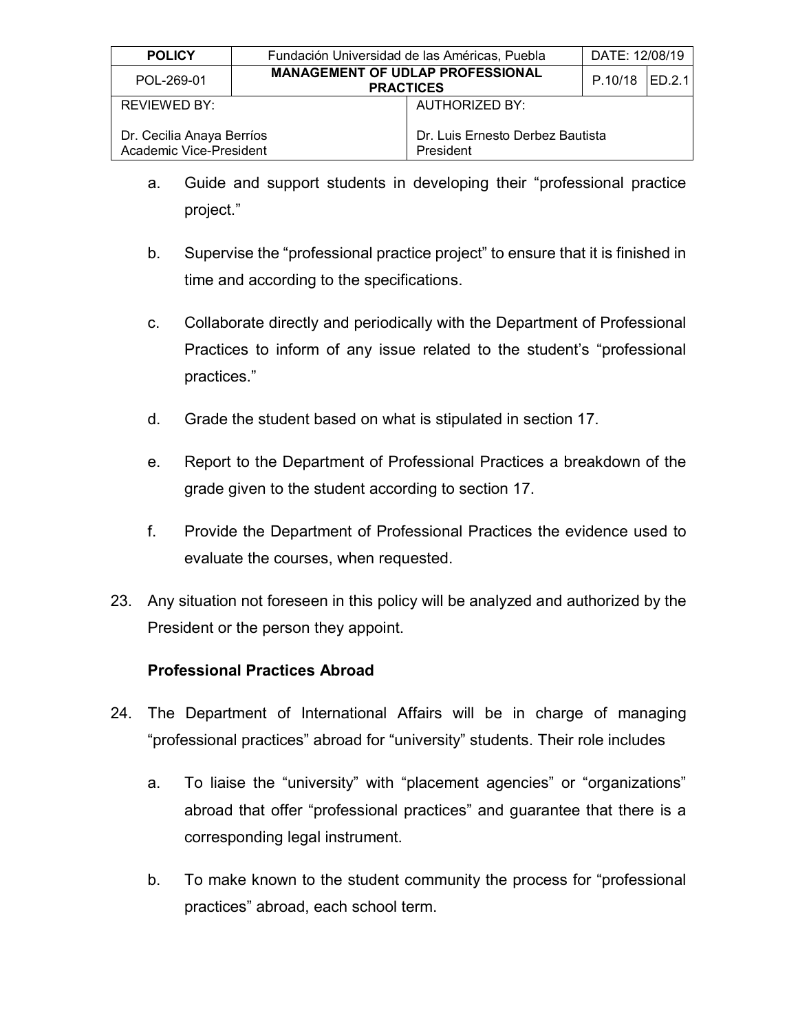a. Guide and support students in developing their "professional practice project."

b. Supervise the "professional practice project" to ensure that it is finished in time and according to the specifications.

c. Collaborate directly and periodically with the Department of Professional Practices to inform of any issue related to the student's "professional practices."

d. Grade the student based on what is stipulated in section 17.

e. Report to the Department of Professional Practices a breakdown of the grade given to the student according to section 17.

f. Provide the Department of Professional Practices the evidence used to evaluate the courses, when requested.

23. Any situation not foreseen in this policy will be analyzed and authorized by the President or the person they appoint.

**Professional Practices Abroad**

24. The Department of International Affairs will be in charge of managing "professional practices" abroad for "university" students. Their role includes

a. To liaise the "university" with "placement agencies" or "organizations" abroad that offer "professional practices" and guarantee that there is a corresponding legal instrument.

b. To make known to the student community the process for "professional practices" abroad, each school term.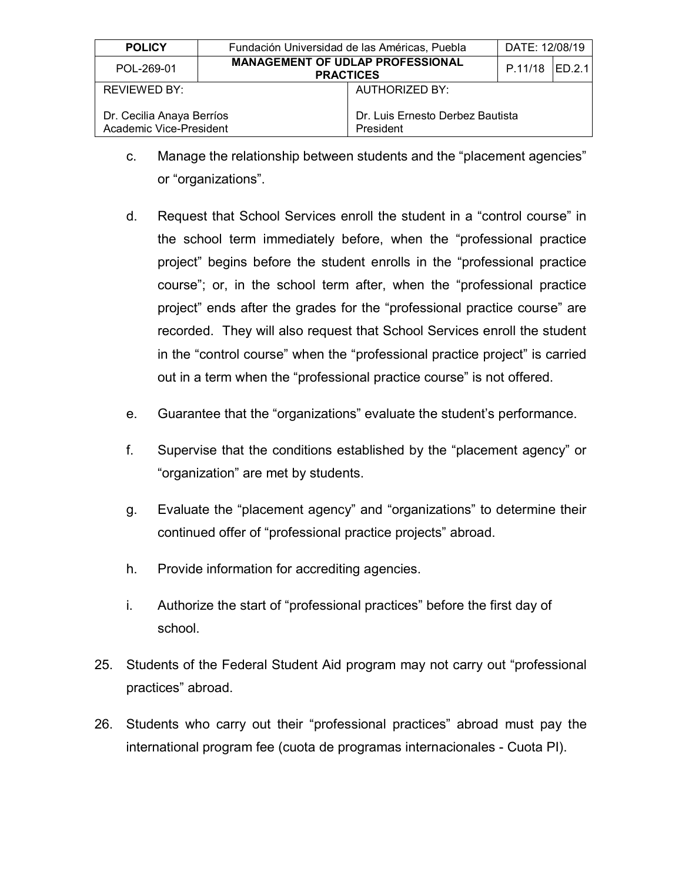c. Manage the relationship between students and the "placement agencies" or "organizations".

d. Request that School Services enroll the student in a "control course" in the school term immediately before, when the "professional practice project" begins before the student enrolls in the "professional practice course"; or, in the school term after, when the "professional practice project" ends after the grades for the "professional practice course" are recorded. They will also request that School Services enroll the student in the "control course" when the "professional practice project" is carried out in a term when the "professional practice course" is not offered.

e. Guarantee that the "organizations" evaluate the student's performance.

f. Supervise that the conditions established by the "placement agency" or "organization" are met by students.

g. Evaluate the "placement agency" and "organizations" to determine their continued offer of "professional practice projects" abroad.

h. Provide information for accrediting agencies.

i. Authorize the start of "professional practices" before the first day of school.

25. Students of the Federal Student Aid program may not carry out "professional practices" abroad.

26. Students who carry out their "professional practices" abroad must pay the international program fee (cuota de programas internacionales - Cuota PI).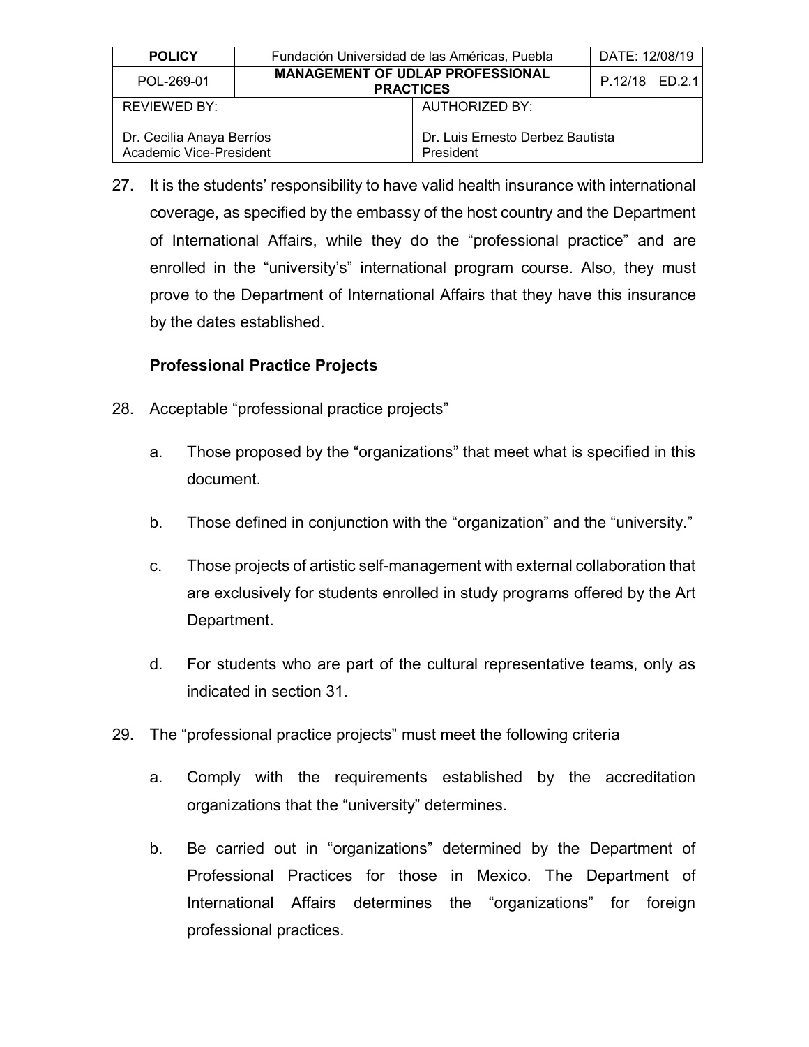27. It is the students' responsibility to have valid health insurance with international coverage, as specified by the embassy of the host country and the Department of International Affairs, while they do the "professional practice" and are enrolled in the "university's" international program course. Also, they must prove to the Department of International Affairs that they have this insurance by the dates established.

### Professional Practice Projects

28. Acceptable "professional practice projects"

    a. Those proposed by the "organizations" that meet what is specified in this document.

    b. Those defined in conjunction with the "organization" and the "university."

    c. Those projects of artistic self-management with external collaboration that are exclusively for students enrolled in study programs offered by the Art Department.

    d. For students who are part of the cultural representative teams, only as indicated in section 31.

29. The "professional practice projects" must meet the following criteria

    a. Comply with the requirements established by the accreditation organizations that the "university" determines.

    b. Be carried out in "organizations" determined by the Department of Professional Practices for those in Mexico. The Department of International Affairs determines the "organizations" for foreign professional practices.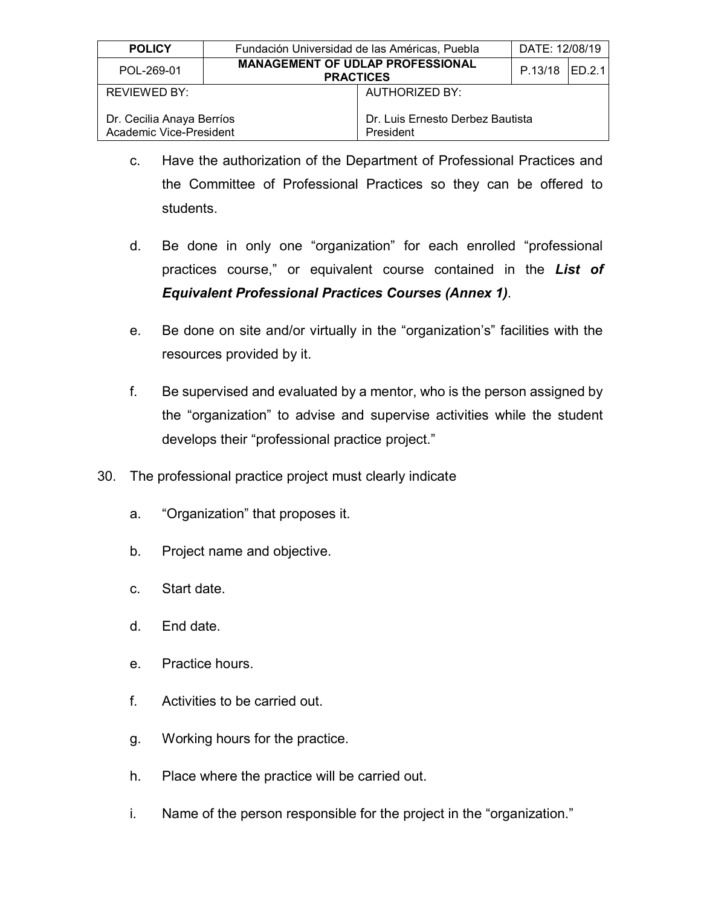c. Have the authorization of the Department of Professional Practices and the Committee of Professional Practices so they can be offered to students.

d. Be done in only one "organization" for each enrolled "professional practices course," or equivalent course contained in the ***List of Equivalent Professional Practices Courses (Annex 1)***.

e. Be done on site and/or virtually in the "organization's" facilities with the resources provided by it.

f. Be supervised and evaluated by a mentor, who is the person assigned by the "organization" to advise and supervise activities while the student develops their "professional practice project."

30. The professional practice project must clearly indicate

    a. "Organization" that proposes it.

    b. Project name and objective.

    c. Start date.

    d. End date.

    e. Practice hours.

    f. Activities to be carried out.

    g. Working hours for the practice.

    h. Place where the practice will be carried out.

    i. Name of the person responsible for the project in the "organization."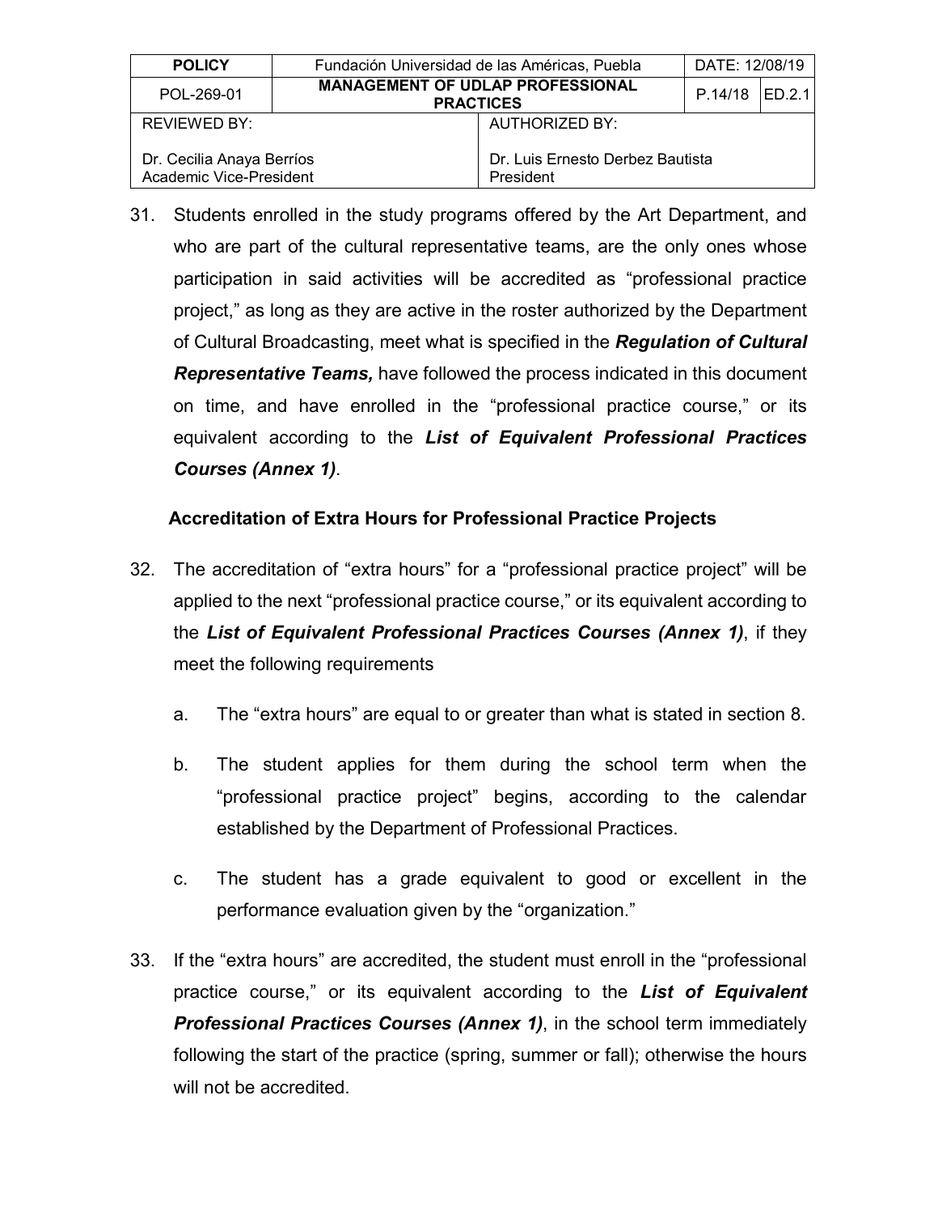31. Students enrolled in the study programs offered by the Art Department, and who are part of the cultural representative teams, are the only ones whose participation in said activities will be accredited as "professional practice project," as long as they are active in the roster authorized by the Department of Cultural Broadcasting, meet what is specified in the ***Regulation of Cultural Representative Teams,*** have followed the process indicated in this document on time, and have enrolled in the "professional practice course," or its equivalent according to the ***List of Equivalent Professional Practices Courses (Annex 1)***.

### Accreditation of Extra Hours for Professional Practice Projects

32. The accreditation of "extra hours" for a "professional practice project" will be applied to the next "professional practice course," or its equivalent according to the ***List of Equivalent Professional Practices Courses (Annex 1)***, if they meet the following requirements

    a. The "extra hours" are equal to or greater than what is stated in section 8.

    b. The student applies for them during the school term when the "professional practice project" begins, according to the calendar established by the Department of Professional Practices.

    c. The student has a grade equivalent to good or excellent in the performance evaluation given by the "organization."

33. If the "extra hours" are accredited, the student must enroll in the "professional practice course," or its equivalent according to the ***List of Equivalent Professional Practices Courses (Annex 1)***, in the school term immediately following the start of the practice (spring, summer or fall); otherwise the hours will not be accredited.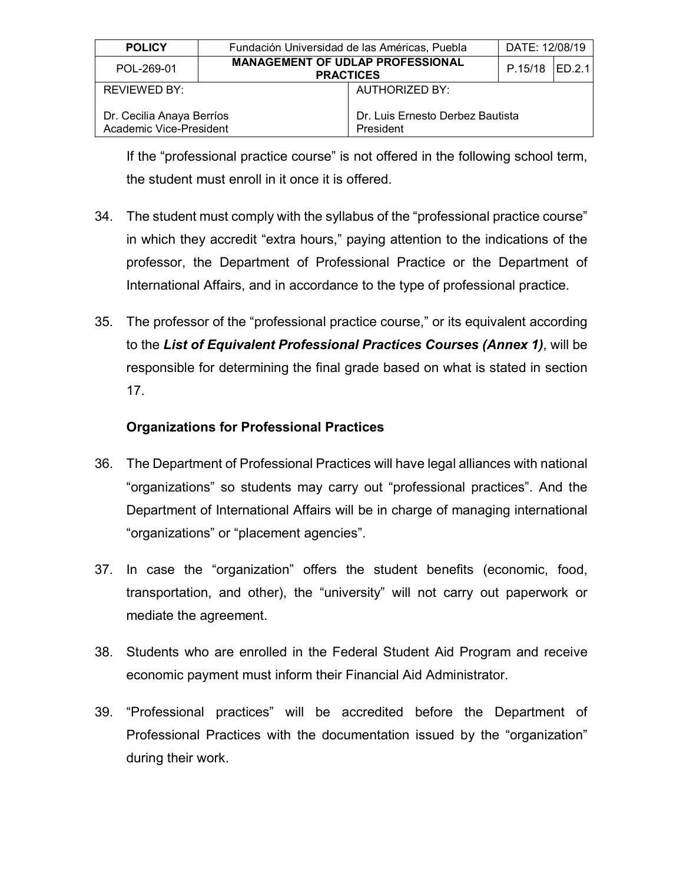If the “professional practice course” is not offered in the following school term, the student must enroll in it once it is offered.

34. The student must comply with the syllabus of the “professional practice course” in which they accredit “extra hours,” paying attention to the indications of the professor, the Department of Professional Practice or the Department of International Affairs, and in accordance to the type of professional practice.

35. The professor of the “professional practice course,” or its equivalent according to the ***List of Equivalent Professional Practices Courses (Annex 1)***, will be responsible for determining the final grade based on what is stated in section 17.

**Organizations for Professional Practices**

36. The Department of Professional Practices will have legal alliances with national “organizations” so students may carry out “professional practices”. And the Department of International Affairs will be in charge of managing international “organizations” or “placement agencies”.

37. In case the “organization” offers the student benefits (economic, food, transportation, and other), the “university” will not carry out paperwork or mediate the agreement.

38. Students who are enrolled in the Federal Student Aid Program and receive economic payment must inform their Financial Aid Administrator.

39. “Professional practices” will be accredited before the Department of Professional Practices with the documentation issued by the “organization” during their work.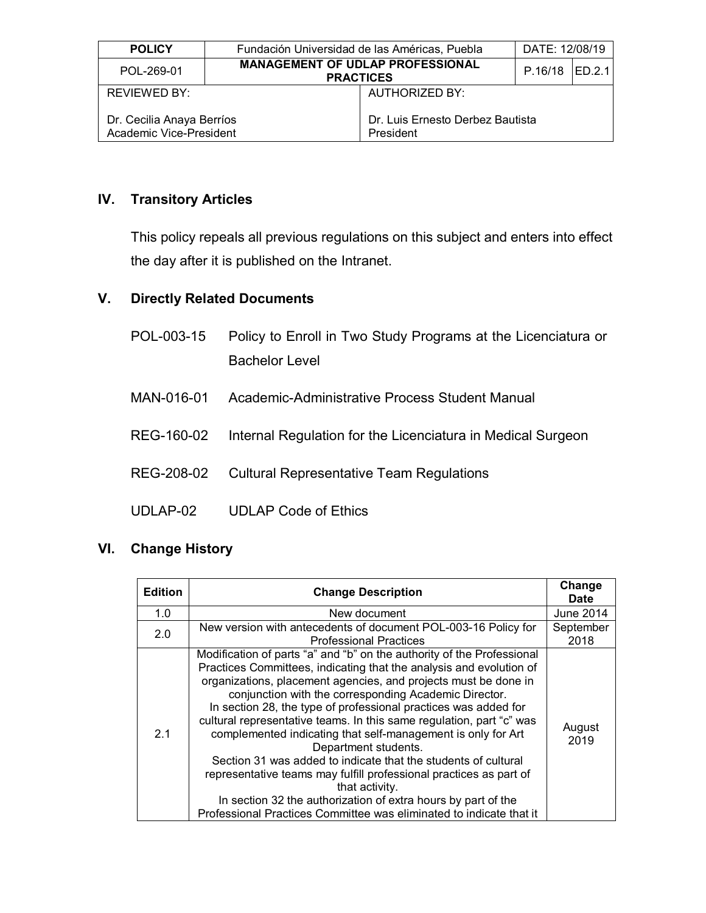## IV. Transitory Articles

This policy repeals all previous regulations on this subject and enters into effect the day after it is published on the Intranet.

## V. Directly Related Documents

- POL-003-15 Policy to Enroll in Two Study Programs at the Licenciatura or Bachelor Level
- MAN-016-01 Academic-Administrative Process Student Manual
- REG-160-02 Internal Regulation for the Licenciatura in Medical Surgeon
- REG-208-02 Cultural Representative Team Regulations
- UDLAP-02 UDLAP Code of Ethics

## VI. Change History

| Edition | Change Description | Change Date |
|---|---|---|
| 1.0 | New document | June 2014 |
| 2.0 | New version with antecedents of document POL-003-16 Policy for Professional Practices | September 2018 |
| 2.1 | Modification of parts "a" and "b" on the authority of the Professional Practices Committees, indicating that the analysis and evolution of organizations, placement agencies, and projects must be done in conjunction with the corresponding Academic Director. In section 28, the type of professional practices was added for cultural representative teams. In this same regulation, part "c" was complemented indicating that self-management is only for Art Department students. Section 31 was added to indicate that the students of cultural representative teams may fulfill professional practices as part of that activity. In section 32 the authorization of extra hours by part of the Professional Practices Committee was eliminated to indicate that it | August 2019 |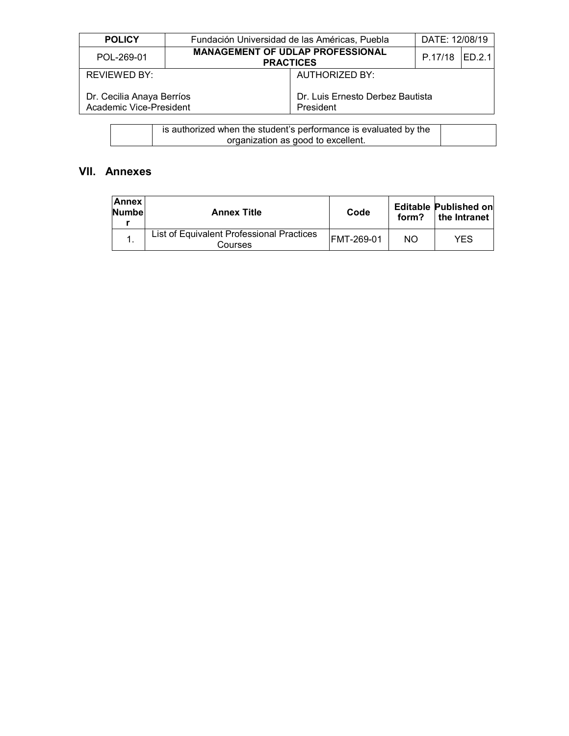| | is authorized when the student's performance is evaluated by the organization as good to excellent. | |
|---|---|---|

## VII. Annexes

| Annex Number | Annex Title | Code | Editable form? | Published on the Intranet |
|---|---|---|---|---|
| 1. | List of Equivalent Professional Practices Courses | FMT-269-01 | NO | YES |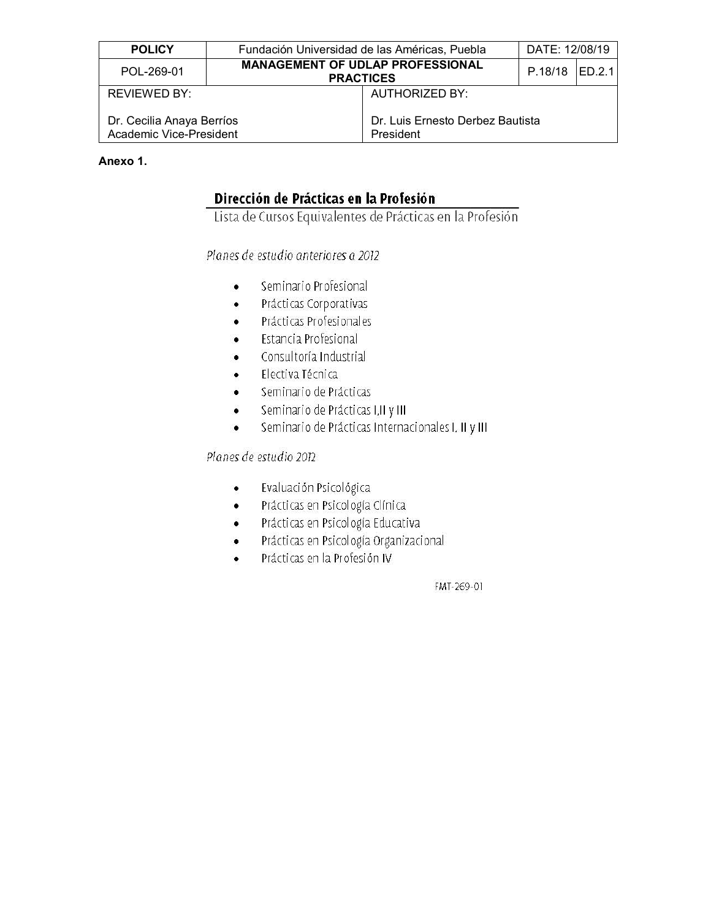**Anexo 1.**

## Dirección de Prácticas en la Profesión

Lista de Cursos Equivalentes de Prácticas en la Profesión

*Planes de estudio anteriores a 2012*

- Seminario Profesional
- Prácticas Corporativas
- Prácticas Profesionales
- Estancia Profesional
- Consultoría Industrial
- Electiva Técnica
- Seminario de Prácticas
- Seminario de Prácticas I,II y III
- Seminario de Prácticas Internacionales I, II y III

*Planes de estudio 2012*

- Evaluación Psicológica
- Prácticas en Psicología Clínica
- Prácticas en Psicología Educativa
- Prácticas en Psicología Organizacional
- Prácticas en la Profesión IV

FMT-269-01